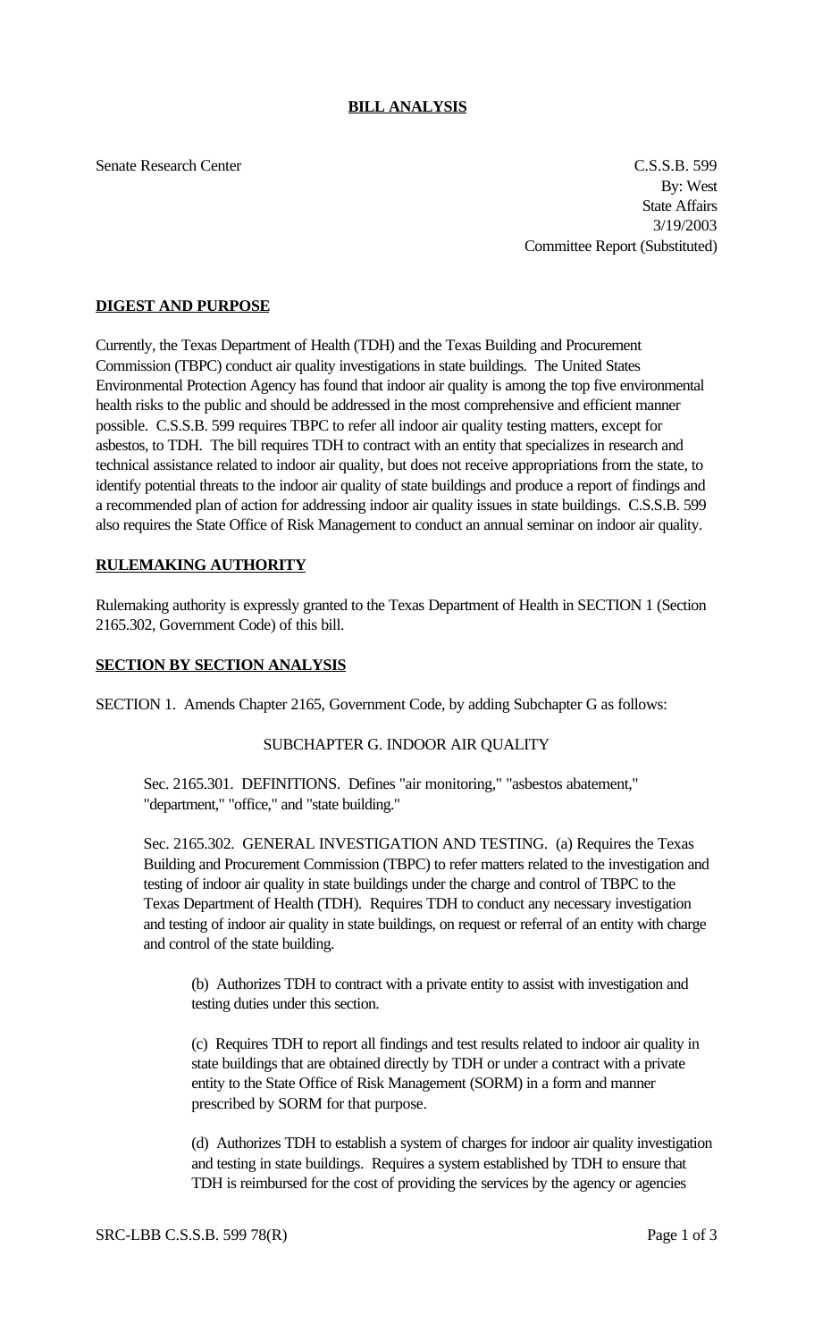# BILL ANALYSIS

Senate Research Center

C.S.S.B. 599
By: West
State Affairs
3/19/2003
Committee Report (Substituted)

## DIGEST AND PURPOSE

Currently, the Texas Department of Health (TDH) and the Texas Building and Procurement Commission (TBPC) conduct air quality investigations in state buildings. The United States Environmental Protection Agency has found that indoor air quality is among the top five environmental health risks to the public and should be addressed in the most comprehensive and efficient manner possible. C.S.S.B. 599 requires TBPC to refer all indoor air quality testing matters, except for asbestos, to TDH. The bill requires TDH to contract with an entity that specializes in research and technical assistance related to indoor air quality, but does not receive appropriations from the state, to identify potential threats to the indoor air quality of state buildings and produce a report of findings and a recommended plan of action for addressing indoor air quality issues in state buildings. C.S.S.B. 599 also requires the State Office of Risk Management to conduct an annual seminar on indoor air quality.

## RULEMAKING AUTHORITY

Rulemaking authority is expressly granted to the Texas Department of Health in SECTION 1 (Section 2165.302, Government Code) of this bill.

## SECTION BY SECTION ANALYSIS

SECTION 1. Amends Chapter 2165, Government Code, by adding Subchapter G as follows:

SUBCHAPTER G. INDOOR AIR QUALITY

Sec. 2165.301. DEFINITIONS. Defines "air monitoring," "asbestos abatement," "department," "office," and "state building."

Sec. 2165.302. GENERAL INVESTIGATION AND TESTING. (a) Requires the Texas Building and Procurement Commission (TBPC) to refer matters related to the investigation and testing of indoor air quality in state buildings under the charge and control of TBPC to the Texas Department of Health (TDH). Requires TDH to conduct any necessary investigation and testing of indoor air quality in state buildings, on request or referral of an entity with charge and control of the state building.

(b) Authorizes TDH to contract with a private entity to assist with investigation and testing duties under this section.

(c) Requires TDH to report all findings and test results related to indoor air quality in state buildings that are obtained directly by TDH or under a contract with a private entity to the State Office of Risk Management (SORM) in a form and manner prescribed by SORM for that purpose.

(d) Authorizes TDH to establish a system of charges for indoor air quality investigation and testing in state buildings. Requires a system established by TDH to ensure that TDH is reimbursed for the cost of providing the services by the agency or agencies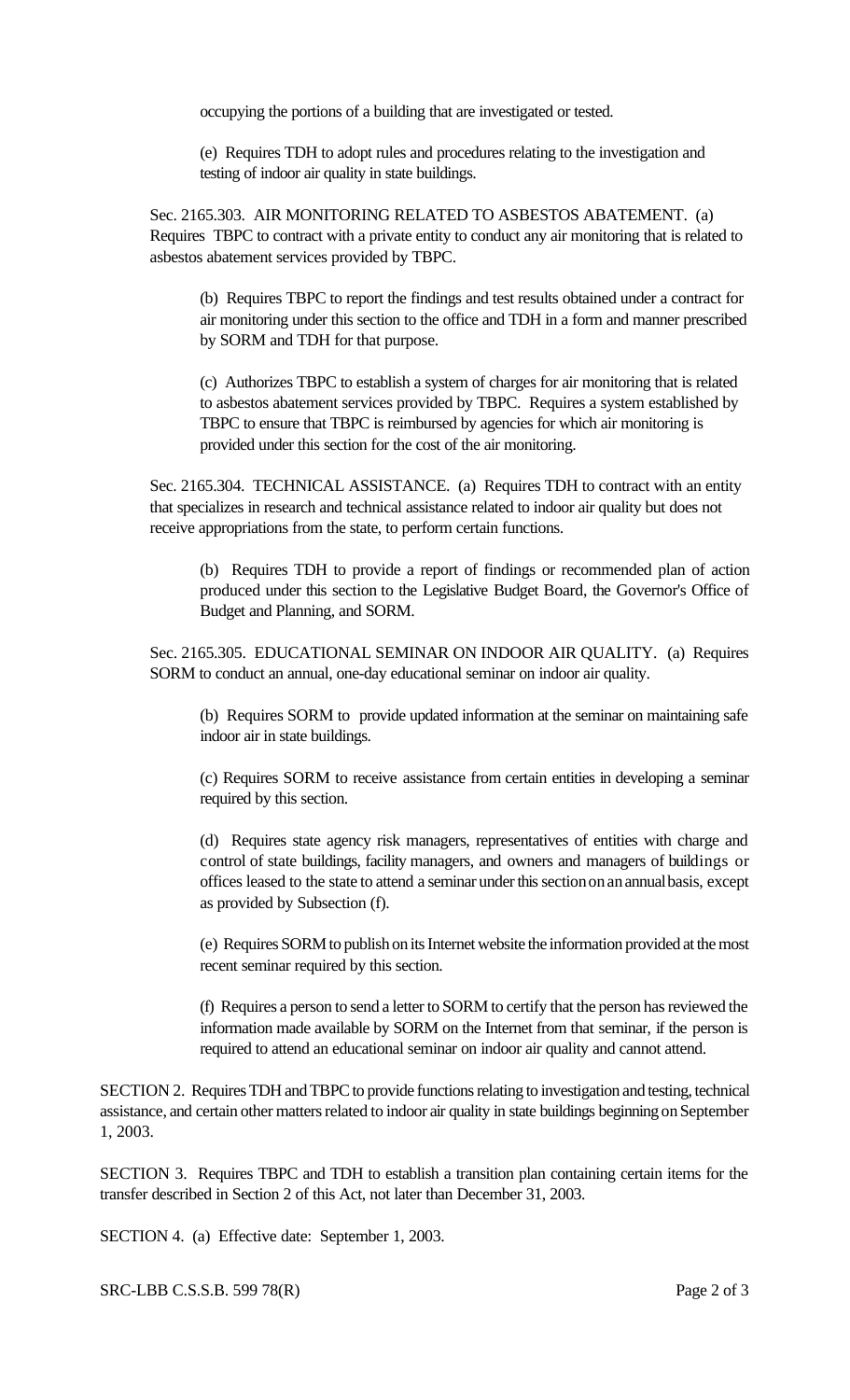occupying the portions of a building that are investigated or tested.

(e) Requires TDH to adopt rules and procedures relating to the investigation and testing of indoor air quality in state buildings.

Sec. 2165.303. AIR MONITORING RELATED TO ASBESTOS ABATEMENT. (a) Requires TBPC to contract with a private entity to conduct any air monitoring that is related to asbestos abatement services provided by TBPC.

(b) Requires TBPC to report the findings and test results obtained under a contract for air monitoring under this section to the office and TDH in a form and manner prescribed by SORM and TDH for that purpose.

(c) Authorizes TBPC to establish a system of charges for air monitoring that is related to asbestos abatement services provided by TBPC. Requires a system established by TBPC to ensure that TBPC is reimbursed by agencies for which air monitoring is provided under this section for the cost of the air monitoring.

Sec. 2165.304. TECHNICAL ASSISTANCE. (a) Requires TDH to contract with an entity that specializes in research and technical assistance related to indoor air quality but does not receive appropriations from the state, to perform certain functions.

(b) Requires TDH to provide a report of findings or recommended plan of action produced under this section to the Legislative Budget Board, the Governor's Office of Budget and Planning, and SORM.

Sec. 2165.305. EDUCATIONAL SEMINAR ON INDOOR AIR QUALITY. (a) Requires SORM to conduct an annual, one-day educational seminar on indoor air quality.

(b) Requires SORM to provide updated information at the seminar on maintaining safe indoor air in state buildings.

(c) Requires SORM to receive assistance from certain entities in developing a seminar required by this section.

(d) Requires state agency risk managers, representatives of entities with charge and control of state buildings, facility managers, and owners and managers of buildings or offices leased to the state to attend a seminar under this section on an annual basis, except as provided by Subsection (f).

(e) Requires SORM to publish on its Internet website the information provided at the most recent seminar required by this section.

(f) Requires a person to send a letter to SORM to certify that the person has reviewed the information made available by SORM on the Internet from that seminar, if the person is required to attend an educational seminar on indoor air quality and cannot attend.

SECTION 2. Requires TDH and TBPC to provide functions relating to investigation and testing, technical assistance, and certain other matters related to indoor air quality in state buildings beginning on September 1, 2003.

SECTION 3. Requires TBPC and TDH to establish a transition plan containing certain items for the transfer described in Section 2 of this Act, not later than December 31, 2003.

SECTION 4. (a) Effective date: September 1, 2003.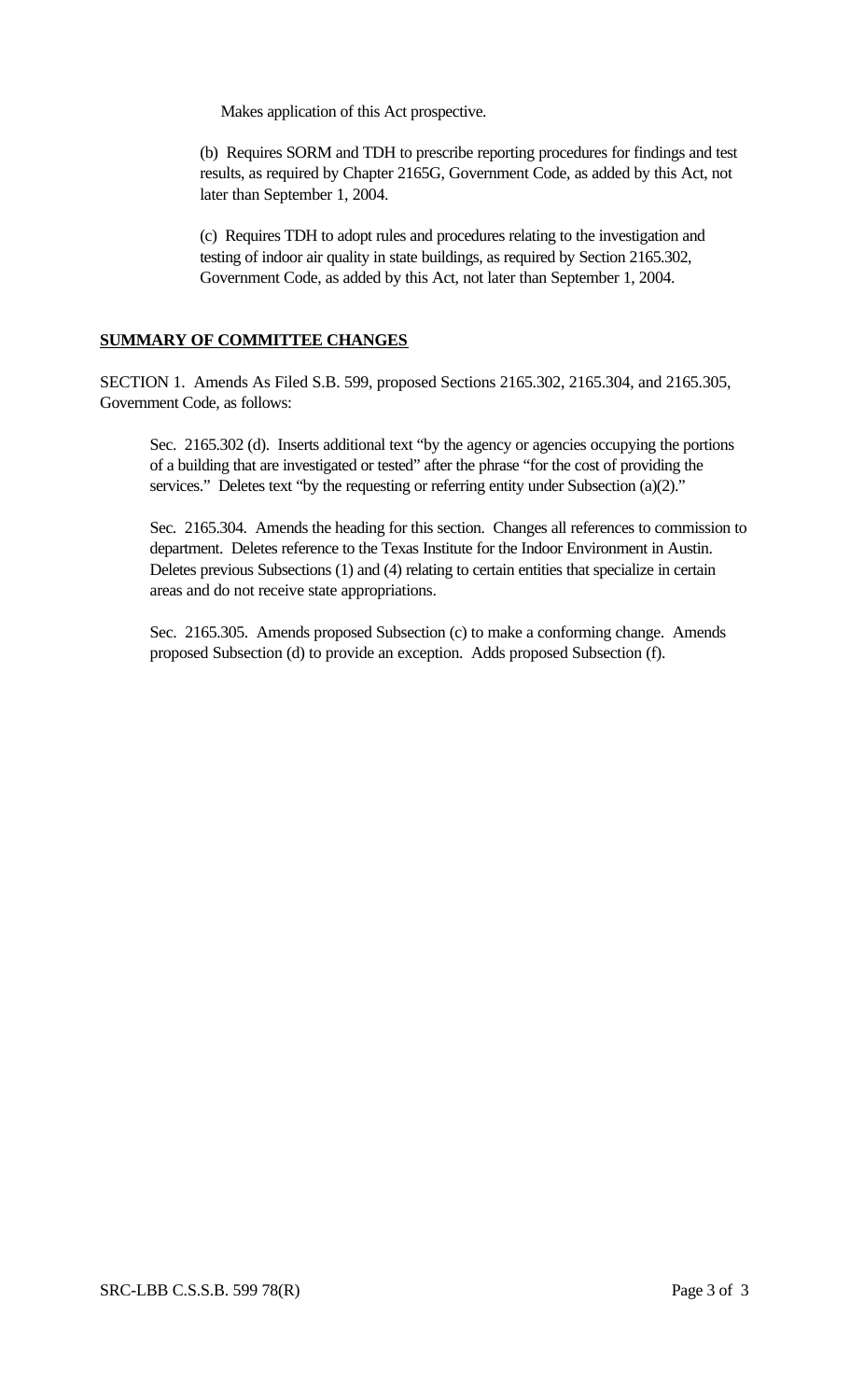Makes application of this Act prospective.

(b) Requires SORM and TDH to prescribe reporting procedures for findings and test results, as required by Chapter 2165G, Government Code, as added by this Act, not later than September 1, 2004.

(c) Requires TDH to adopt rules and procedures relating to the investigation and testing of indoor air quality in state buildings, as required by Section 2165.302, Government Code, as added by this Act, not later than September 1, 2004.

**SUMMARY OF COMMITTEE CHANGES**

SECTION 1. Amends As Filed S.B. 599, proposed Sections 2165.302, 2165.304, and 2165.305, Government Code, as follows:

Sec. 2165.302 (d). Inserts additional text "by the agency or agencies occupying the portions of a building that are investigated or tested" after the phrase "for the cost of providing the services." Deletes text "by the requesting or referring entity under Subsection (a)(2)."

Sec. 2165.304. Amends the heading for this section. Changes all references to commission to department. Deletes reference to the Texas Institute for the Indoor Environment in Austin. Deletes previous Subsections (1) and (4) relating to certain entities that specialize in certain areas and do not receive state appropriations.

Sec. 2165.305. Amends proposed Subsection (c) to make a conforming change. Amends proposed Subsection (d) to provide an exception. Adds proposed Subsection (f).